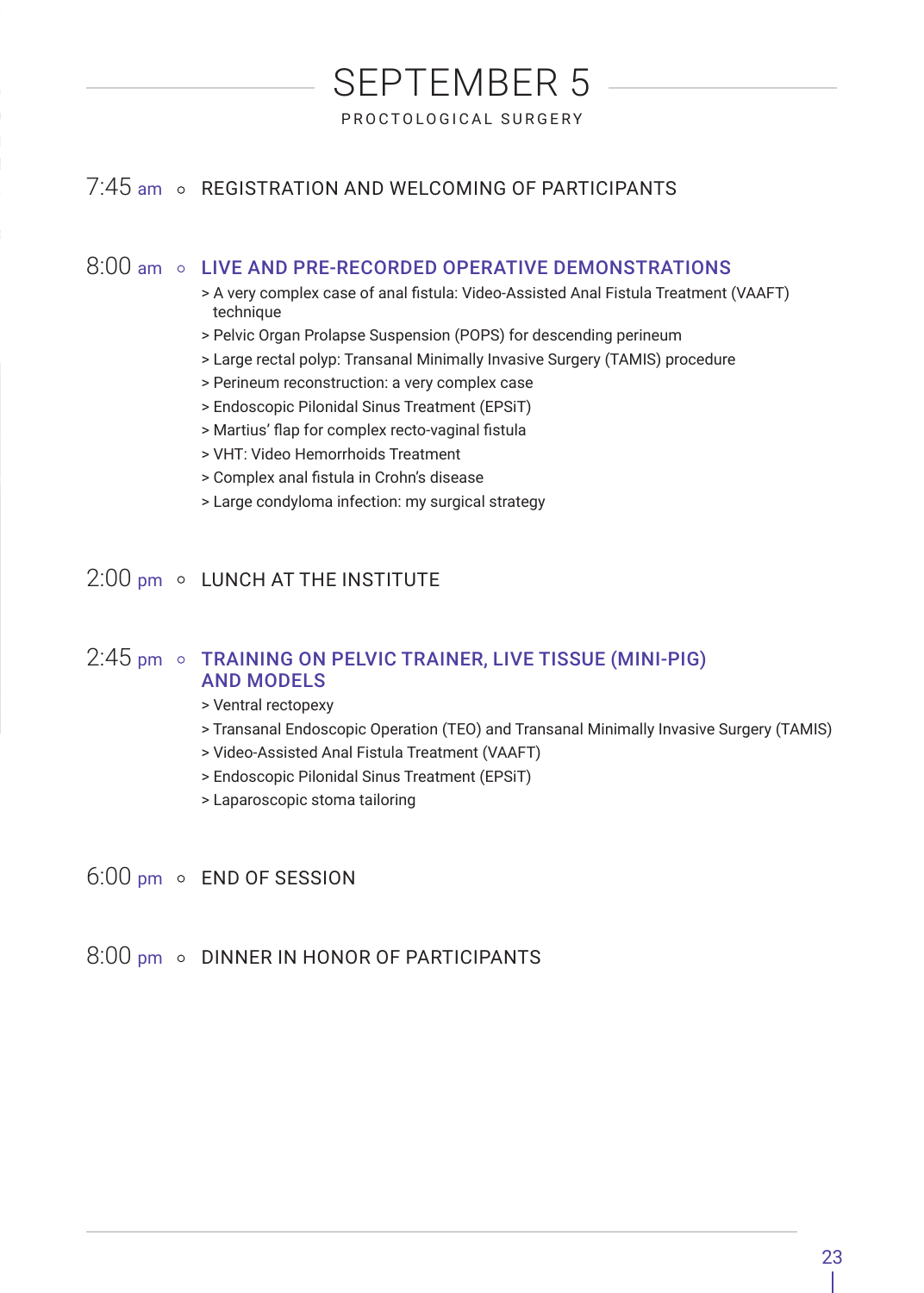# SEPTEMBER 5

PROCTOLOGICAL SURGERY

7:45 am ○ REGISTRATION AND WELCOMING OF PARTICIPANTS

8:00 am ○ **LIVE AND PRE-RECORDED OPERATIVE DEMONSTRATIONS**

> A very complex case of anal fistula: Video-Assisted Anal Fistula Treatment (VAAFT) technique
> Pelvic Organ Prolapse Suspension (POPS) for descending perineum
> Large rectal polyp: Transanal Minimally Invasive Surgery (TAMIS) procedure
> Perineum reconstruction: a very complex case
> Endoscopic Pilonidal Sinus Treatment (EPSiT)
> Martius' flap for complex recto-vaginal fistula
> VHT: Video Hemorrhoids Treatment
> Complex anal fistula in Crohn's disease
> Large condyloma infection: my surgical strategy

2:00 pm ○ LUNCH AT THE INSTITUTE

2:45 pm ○ **TRAINING ON PELVIC TRAINER, LIVE TISSUE (MINI-PIG) AND MODELS**

> Ventral rectopexy
> Transanal Endoscopic Operation (TEO) and Transanal Minimally Invasive Surgery (TAMIS)
> Video-Assisted Anal Fistula Treatment (VAAFT)
> Endoscopic Pilonidal Sinus Treatment (EPSiT)
> Laparoscopic stoma tailoring

6:00 pm ○ END OF SESSION

8:00 pm ○ DINNER IN HONOR OF PARTICIPANTS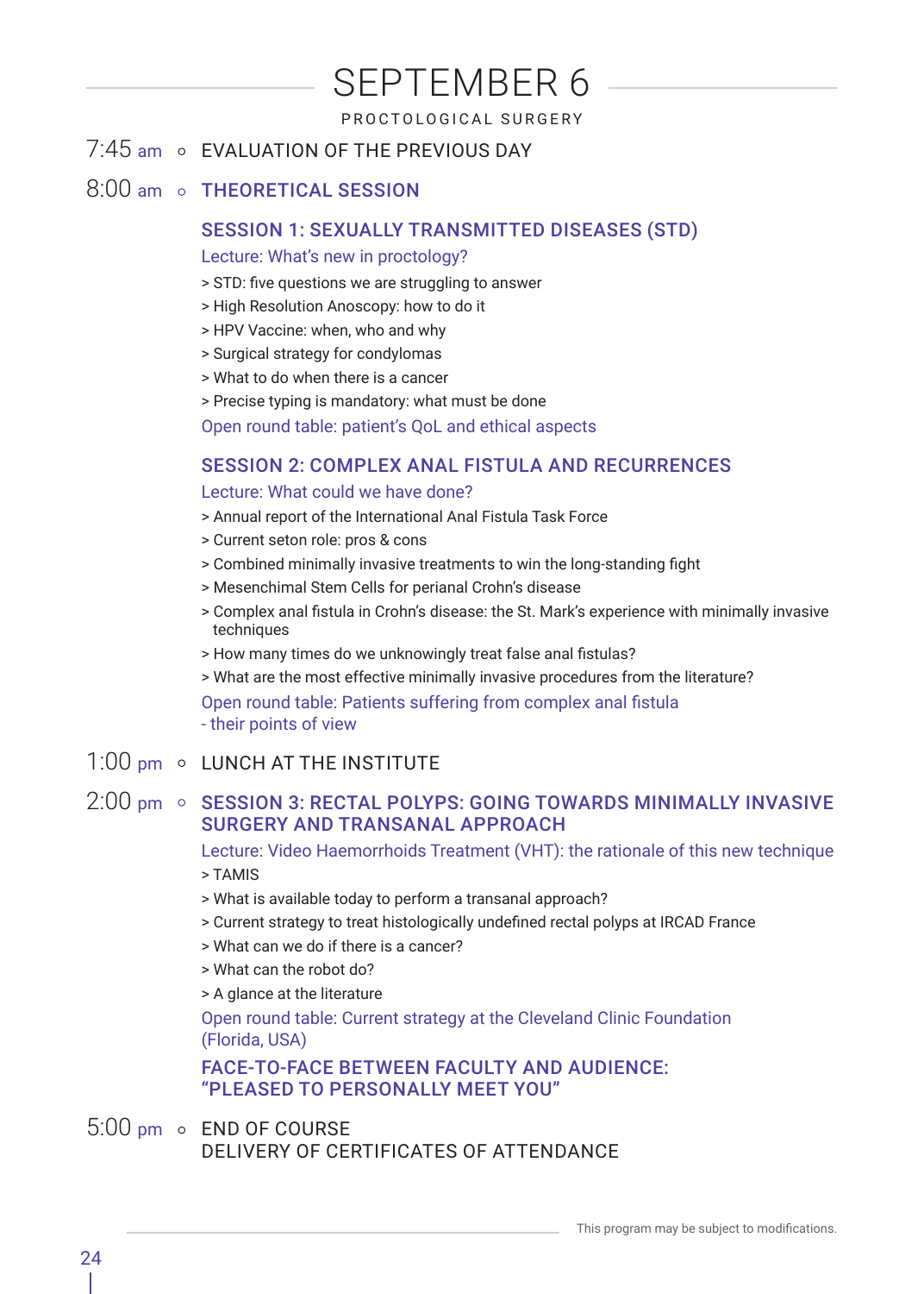# SEPTEMBER 6

PROCTOLOGICAL SURGERY

**7:45 am** ○ EVALUATION OF THE PREVIOUS DAY

**8:00 am** ○ **THEORETICAL SESSION**

## SESSION 1: SEXUALLY TRANSMITTED DISEASES (STD)

Lecture: What's new in proctology?

> STD: five questions we are struggling to answer
> High Resolution Anoscopy: how to do it
> HPV Vaccine: when, who and why
> Surgical strategy for condylomas
> What to do when there is a cancer
> Precise typing is mandatory: what must be done

Open round table: patient's QoL and ethical aspects

## SESSION 2: COMPLEX ANAL FISTULA AND RECURRENCES

Lecture: What could we have done?

> Annual report of the International Anal Fistula Task Force
> Current seton role: pros & cons
> Combined minimally invasive treatments to win the long-standing fight
> Mesenchimal Stem Cells for perianal Crohn's disease
> Complex anal fistula in Crohn's disease: the St. Mark's experience with minimally invasive techniques
> How many times do we unknowingly treat false anal fistulas?
> What are the most effective minimally invasive procedures from the literature?

Open round table: Patients suffering from complex anal fistula - their points of view

**1:00 pm** ○ LUNCH AT THE INSTITUTE

**2:00 pm** ○ **SESSION 3: RECTAL POLYPS: GOING TOWARDS MINIMALLY INVASIVE SURGERY AND TRANSANAL APPROACH**

Lecture: Video Haemorrhoids Treatment (VHT): the rationale of this new technique

> TAMIS
> What is available today to perform a transanal approach?
> Current strategy to treat histologically undefined rectal polyps at IRCAD France
> What can we do if there is a cancer?
> What can the robot do?
> A glance at the literature

Open round table: Current strategy at the Cleveland Clinic Foundation (Florida, USA)

## FACE-TO-FACE BETWEEN FACULTY AND AUDIENCE: "PLEASED TO PERSONALLY MEET YOU"

**5:00 pm** ○ END OF COURSE
DELIVERY OF CERTIFICATES OF ATTENDANCE

This program may be subject to modifications.